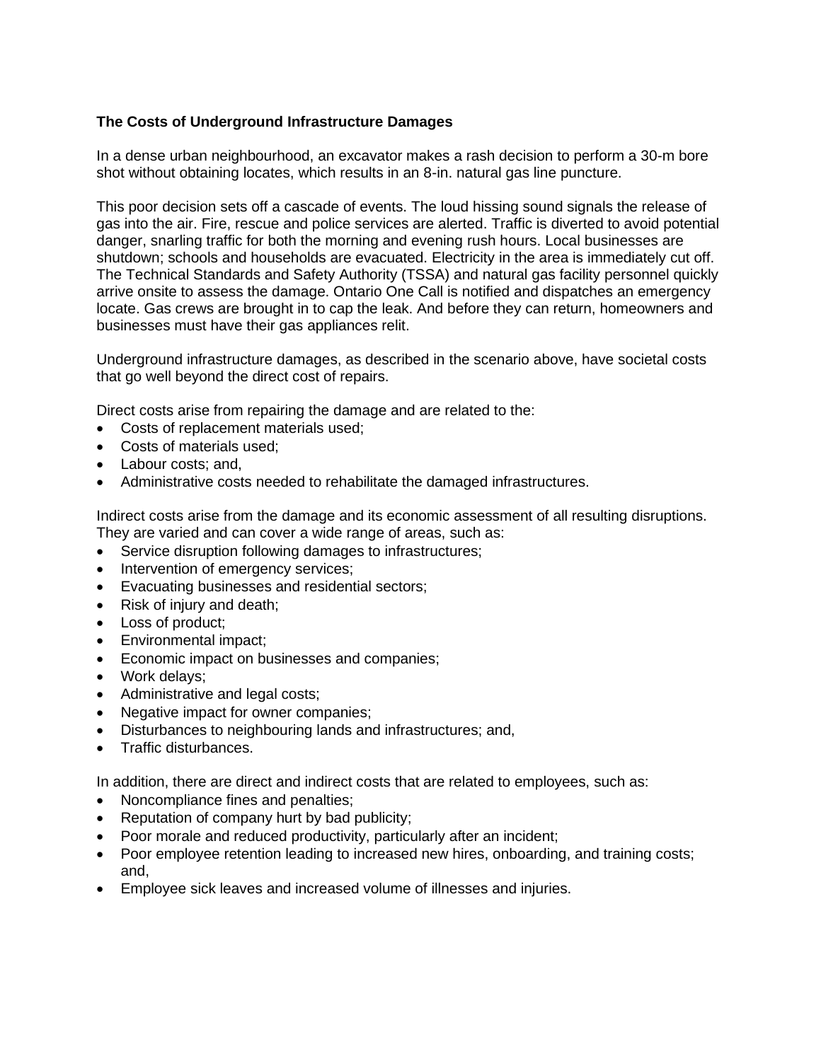**The Costs of Underground Infrastructure Damages**

In a dense urban neighbourhood, an excavator makes a rash decision to perform a 30-m bore shot without obtaining locates, which results in an 8-in. natural gas line puncture.

This poor decision sets off a cascade of events. The loud hissing sound signals the release of gas into the air. Fire, rescue and police services are alerted. Traffic is diverted to avoid potential danger, snarling traffic for both the morning and evening rush hours. Local businesses are shutdown; schools and households are evacuated. Electricity in the area is immediately cut off. The Technical Standards and Safety Authority (TSSA) and natural gas facility personnel quickly arrive onsite to assess the damage. Ontario One Call is notified and dispatches an emergency locate. Gas crews are brought in to cap the leak. And before they can return, homeowners and businesses must have their gas appliances relit.

Underground infrastructure damages, as described in the scenario above, have societal costs that go well beyond the direct cost of repairs.

Direct costs arise from repairing the damage and are related to the:

- Costs of replacement materials used;
- Costs of materials used;
- Labour costs; and,
- Administrative costs needed to rehabilitate the damaged infrastructures.

Indirect costs arise from the damage and its economic assessment of all resulting disruptions. They are varied and can cover a wide range of areas, such as:

- Service disruption following damages to infrastructures;
- Intervention of emergency services;
- Evacuating businesses and residential sectors;
- Risk of injury and death;
- Loss of product;
- Environmental impact;
- Economic impact on businesses and companies;
- Work delays;
- Administrative and legal costs;
- Negative impact for owner companies;
- Disturbances to neighbouring lands and infrastructures; and,
- Traffic disturbances.

In addition, there are direct and indirect costs that are related to employees, such as:

- Noncompliance fines and penalties;
- Reputation of company hurt by bad publicity;
- Poor morale and reduced productivity, particularly after an incident;
- Poor employee retention leading to increased new hires, onboarding, and training costs; and,
- Employee sick leaves and increased volume of illnesses and injuries.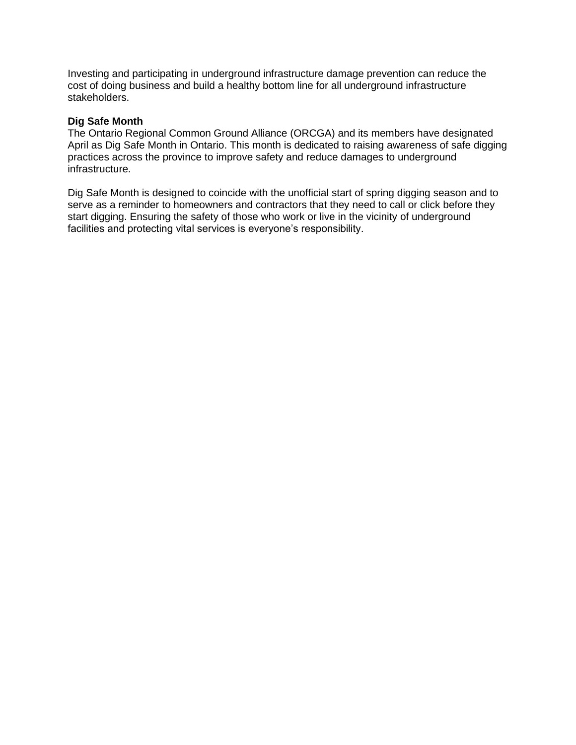Investing and participating in underground infrastructure damage prevention can reduce the cost of doing business and build a healthy bottom line for all underground infrastructure stakeholders.

**Dig Safe Month**

The Ontario Regional Common Ground Alliance (ORCGA) and its members have designated April as Dig Safe Month in Ontario. This month is dedicated to raising awareness of safe digging practices across the province to improve safety and reduce damages to underground infrastructure.

Dig Safe Month is designed to coincide with the unofficial start of spring digging season and to serve as a reminder to homeowners and contractors that they need to call or click before they start digging. Ensuring the safety of those who work or live in the vicinity of underground facilities and protecting vital services is everyone's responsibility.